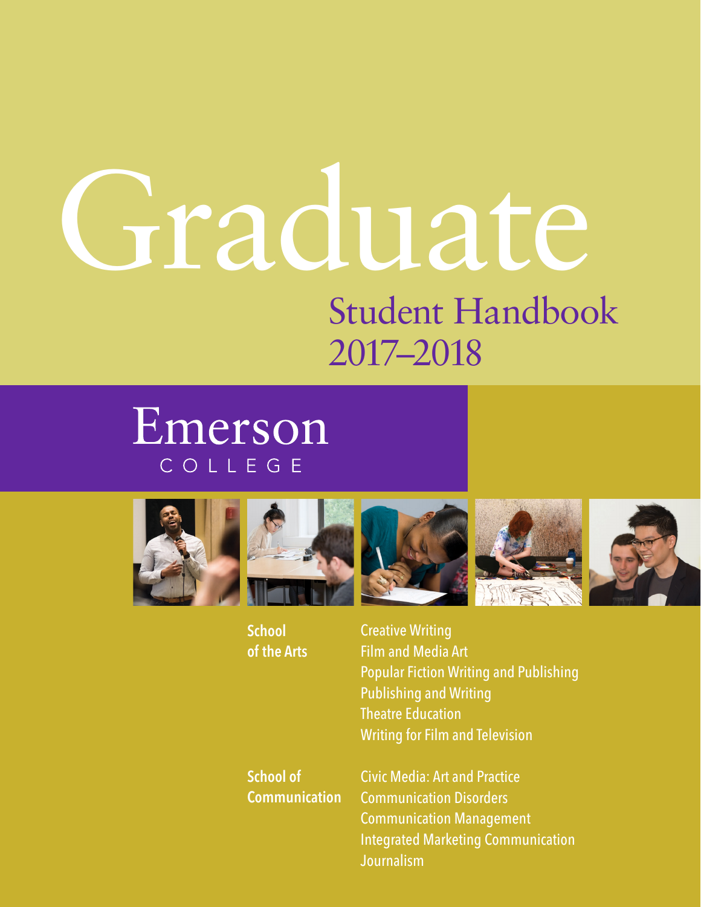# Graduate

## Student Handbook 2017–2018

Emerson

COLLEGE

**School of the Arts**

- Creative Writing
- Film and Media Art
- Popular Fiction Writing and Publishing
- Publishing and Writing
- Theatre Education
- Writing for Film and Television

**School of Communication**

- Civic Media: Art and Practice
- Communication Disorders
- Communication Management
- Integrated Marketing Communication
- Journalism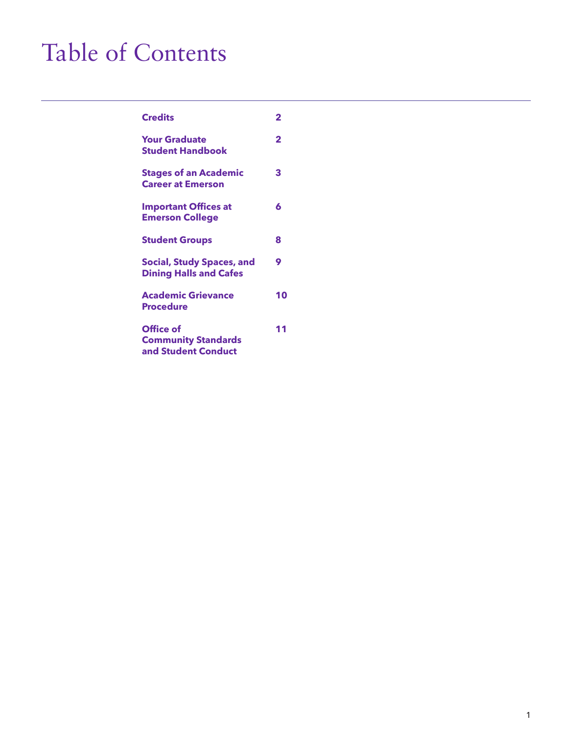# Table of Contents

| | |
|---|---|
| **Credits** | **2** |
| **Your Graduate Student Handbook** | **2** |
| **Stages of an Academic Career at Emerson** | **3** |
| **Important Offices at Emerson College** | **6** |
| **Student Groups** | **8** |
| **Social, Study Spaces, and Dining Halls and Cafes** | **9** |
| **Academic Grievance Procedure** | **10** |
| **Office of Community Standards and Student Conduct** | **11** |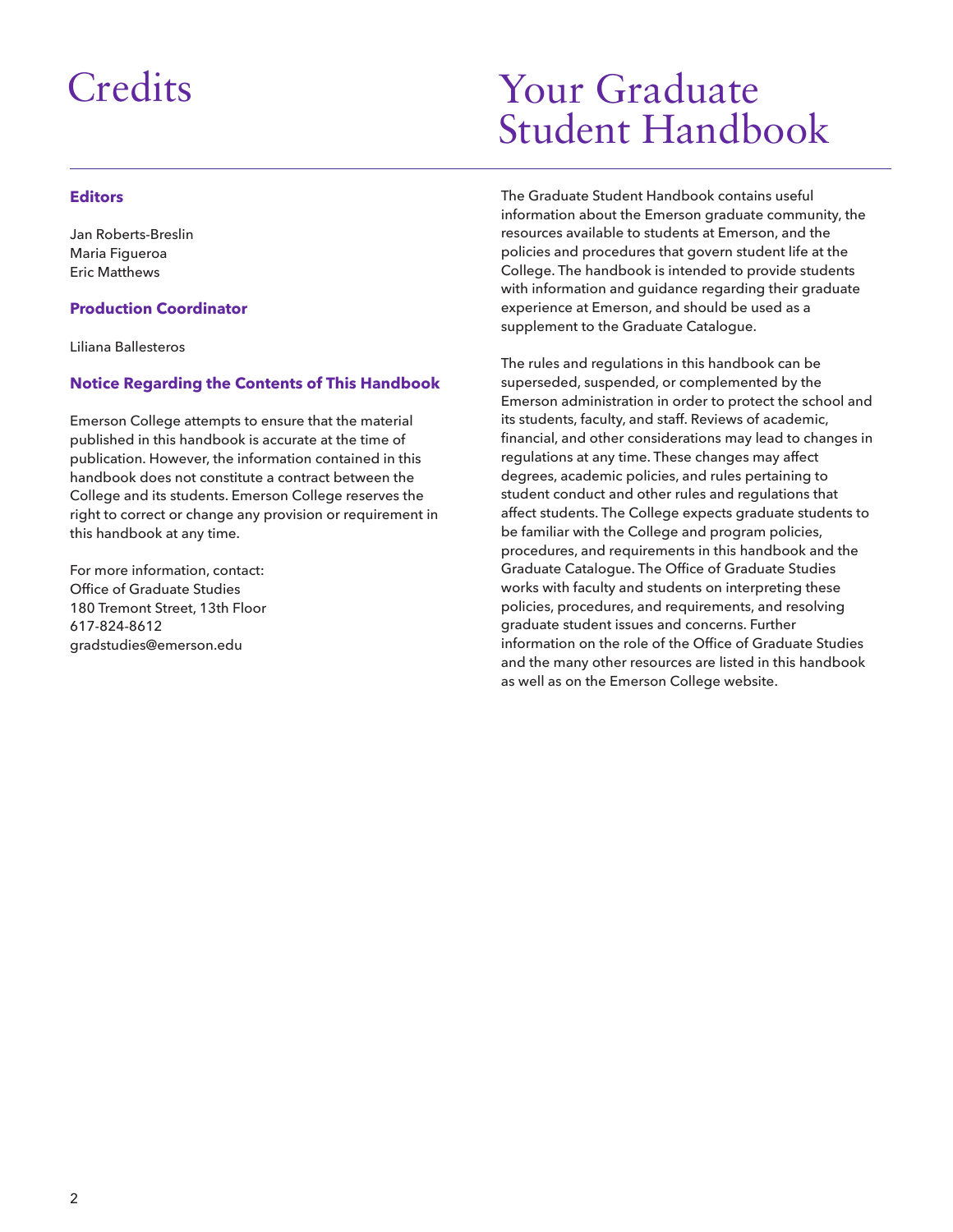# Credits

### Editors

Jan Roberts-Breslin
Maria Figueroa
Eric Matthews

### Production Coordinator

Liliana Ballesteros

### Notice Regarding the Contents of This Handbook

Emerson College attempts to ensure that the material published in this handbook is accurate at the time of publication. However, the information contained in this handbook does not constitute a contract between the College and its students. Emerson College reserves the right to correct or change any provision or requirement in this handbook at any time.

For more information, contact:
Office of Graduate Studies
180 Tremont Street, 13th Floor
617-824-8612
gradstudies@emerson.edu

# Your Graduate Student Handbook

The Graduate Student Handbook contains useful information about the Emerson graduate community, the resources available to students at Emerson, and the policies and procedures that govern student life at the College. The handbook is intended to provide students with information and guidance regarding their graduate experience at Emerson, and should be used as a supplement to the Graduate Catalogue.

The rules and regulations in this handbook can be superseded, suspended, or complemented by the Emerson administration in order to protect the school and its students, faculty, and staff. Reviews of academic, financial, and other considerations may lead to changes in regulations at any time. These changes may affect degrees, academic policies, and rules pertaining to student conduct and other rules and regulations that affect students. The College expects graduate students to be familiar with the College and program policies, procedures, and requirements in this handbook and the Graduate Catalogue. The Office of Graduate Studies works with faculty and students on interpreting these policies, procedures, and requirements, and resolving graduate student issues and concerns. Further information on the role of the Office of Graduate Studies and the many other resources are listed in this handbook as well as on the Emerson College website.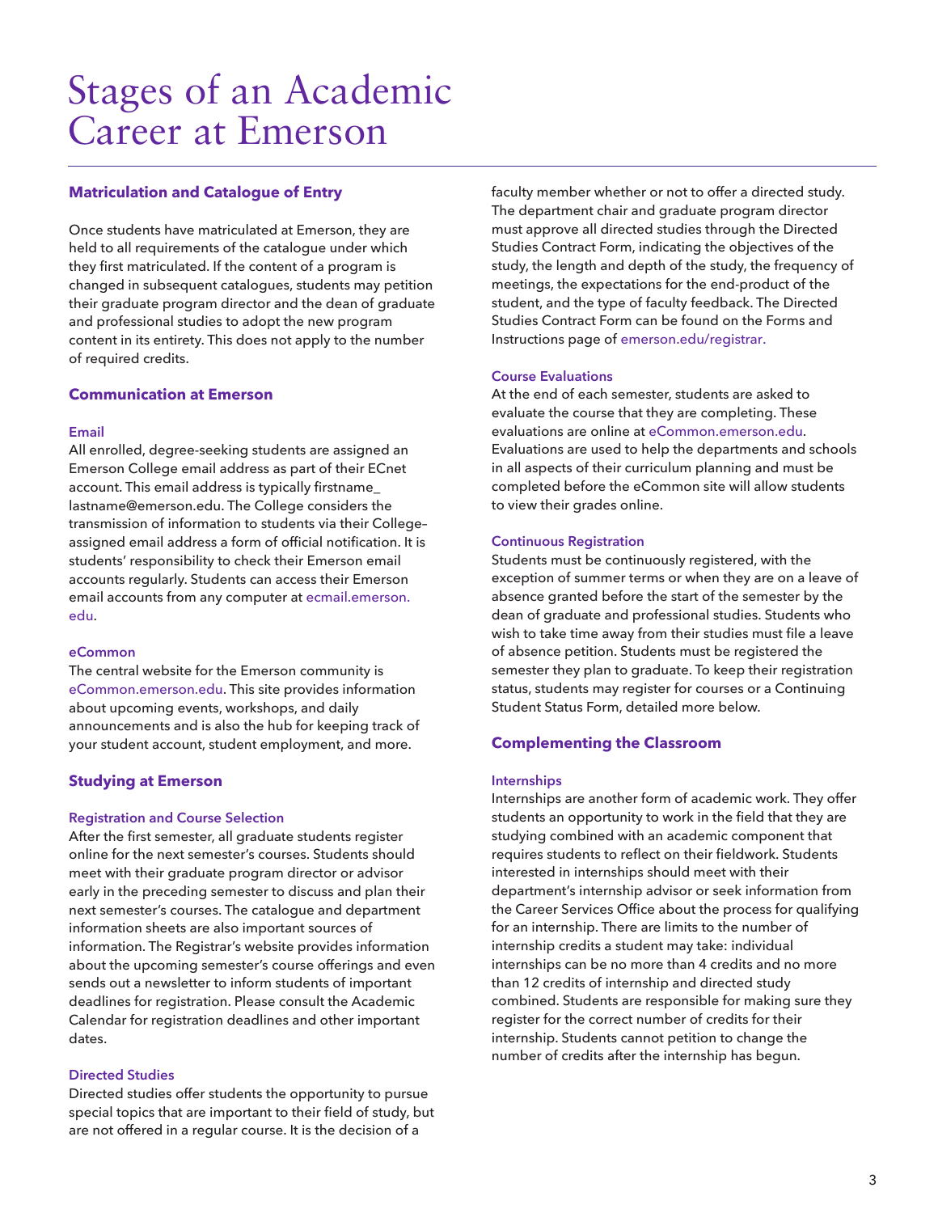# Stages of an Academic Career at Emerson

## Matriculation and Catalogue of Entry

Once students have matriculated at Emerson, they are held to all requirements of the catalogue under which they first matriculated. If the content of a program is changed in subsequent catalogues, students may petition their graduate program director and the dean of graduate and professional studies to adopt the new program content in its entirety. This does not apply to the number of required credits.

## Communication at Emerson

### Email

All enrolled, degree-seeking students are assigned an Emerson College email address as part of their ECnet account. This email address is typically firstname_lastname@emerson.edu. The College considers the transmission of information to students via their College-assigned email address a form of official notification. It is students' responsibility to check their Emerson email accounts regularly. Students can access their Emerson email accounts from any computer at ecmail.emerson.edu.

### eCommon

The central website for the Emerson community is eCommon.emerson.edu. This site provides information about upcoming events, workshops, and daily announcements and is also the hub for keeping track of your student account, student employment, and more.

## Studying at Emerson

### Registration and Course Selection

After the first semester, all graduate students register online for the next semester's courses. Students should meet with their graduate program director or advisor early in the preceding semester to discuss and plan their next semester's courses. The catalogue and department information sheets are also important sources of information. The Registrar's website provides information about the upcoming semester's course offerings and even sends out a newsletter to inform students of important deadlines for registration. Please consult the Academic Calendar for registration deadlines and other important dates.

### Directed Studies

Directed studies offer students the opportunity to pursue special topics that are important to their field of study, but are not offered in a regular course. It is the decision of a faculty member whether or not to offer a directed study. The department chair and graduate program director must approve all directed studies through the Directed Studies Contract Form, indicating the objectives of the study, the length and depth of the study, the frequency of meetings, the expectations for the end-product of the student, and the type of faculty feedback. The Directed Studies Contract Form can be found on the Forms and Instructions page of emerson.edu/registrar.

### Course Evaluations

At the end of each semester, students are asked to evaluate the course that they are completing. These evaluations are online at eCommon.emerson.edu. Evaluations are used to help the departments and schools in all aspects of their curriculum planning and must be completed before the eCommon site will allow students to view their grades online.

### Continuous Registration

Students must be continuously registered, with the exception of summer terms or when they are on a leave of absence granted before the start of the semester by the dean of graduate and professional studies. Students who wish to take time away from their studies must file a leave of absence petition. Students must be registered the semester they plan to graduate. To keep their registration status, students may register for courses or a Continuing Student Status Form, detailed more below.

## Complementing the Classroom

### Internships

Internships are another form of academic work. They offer students an opportunity to work in the field that they are studying combined with an academic component that requires students to reflect on their fieldwork. Students interested in internships should meet with their department's internship advisor or seek information from the Career Services Office about the process for qualifying for an internship. There are limits to the number of internship credits a student may take: individual internships can be no more than 4 credits and no more than 12 credits of internship and directed study combined. Students are responsible for making sure they register for the correct number of credits for their internship. Students cannot petition to change the number of credits after the internship has begun.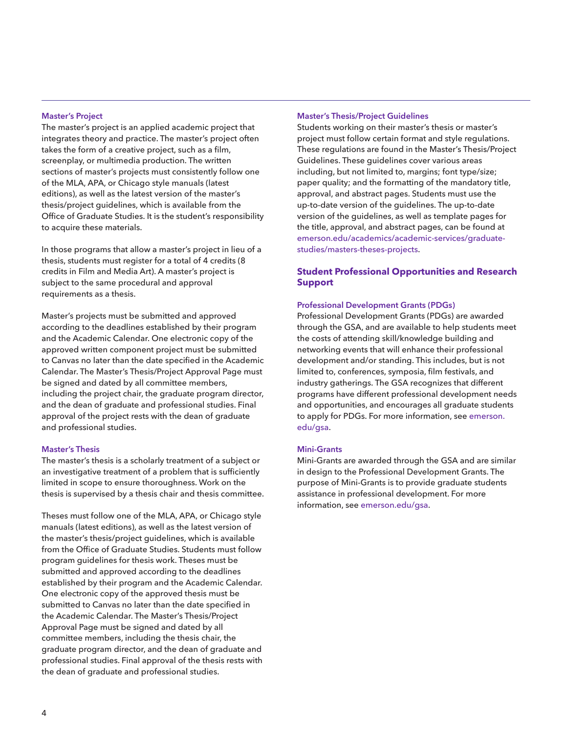### Master's Project

The master's project is an applied academic project that integrates theory and practice. The master's project often takes the form of a creative project, such as a film, screenplay, or multimedia production. The written sections of master's projects must consistently follow one of the MLA, APA, or Chicago style manuals (latest editions), as well as the latest version of the master's thesis/project guidelines, which is available from the Office of Graduate Studies. It is the student's responsibility to acquire these materials.

In those programs that allow a master's project in lieu of a thesis, students must register for a total of 4 credits (8 credits in Film and Media Art). A master's project is subject to the same procedural and approval requirements as a thesis.

Master's projects must be submitted and approved according to the deadlines established by their program and the Academic Calendar. One electronic copy of the approved written component project must be submitted to Canvas no later than the date specified in the Academic Calendar. The Master's Thesis/Project Approval Page must be signed and dated by all committee members, including the project chair, the graduate program director, and the dean of graduate and professional studies. Final approval of the project rests with the dean of graduate and professional studies.

### Master's Thesis

The master's thesis is a scholarly treatment of a subject or an investigative treatment of a problem that is sufficiently limited in scope to ensure thoroughness. Work on the thesis is supervised by a thesis chair and thesis committee.

Theses must follow one of the MLA, APA, or Chicago style manuals (latest editions), as well as the latest version of the master's thesis/project guidelines, which is available from the Office of Graduate Studies. Students must follow program guidelines for thesis work. Theses must be submitted and approved according to the deadlines established by their program and the Academic Calendar. One electronic copy of the approved thesis must be submitted to Canvas no later than the date specified in the Academic Calendar. The Master's Thesis/Project Approval Page must be signed and dated by all committee members, including the thesis chair, the graduate program director, and the dean of graduate and professional studies. Final approval of the thesis rests with the dean of graduate and professional studies.

### Master's Thesis/Project Guidelines

Students working on their master's thesis or master's project must follow certain format and style regulations. These regulations are found in the Master's Thesis/Project Guidelines. These guidelines cover various areas including, but not limited to, margins; font type/size; paper quality; and the formatting of the mandatory title, approval, and abstract pages. Students must use the up-to-date version of the guidelines. The up-to-date version of the guidelines, as well as template pages for the title, approval, and abstract pages, can be found at emerson.edu/academics/academic-services/graduate-studies/masters-theses-projects.

## Student Professional Opportunities and Research Support

### Professional Development Grants (PDGs)

Professional Development Grants (PDGs) are awarded through the GSA, and are available to help students meet the costs of attending skill/knowledge building and networking events that will enhance their professional development and/or standing. This includes, but is not limited to, conferences, symposia, film festivals, and industry gatherings. The GSA recognizes that different programs have different professional development needs and opportunities, and encourages all graduate students to apply for PDGs. For more information, see emerson.edu/gsa.

### Mini-Grants

Mini-Grants are awarded through the GSA and are similar in design to the Professional Development Grants. The purpose of Mini-Grants is to provide graduate students assistance in professional development. For more information, see emerson.edu/gsa.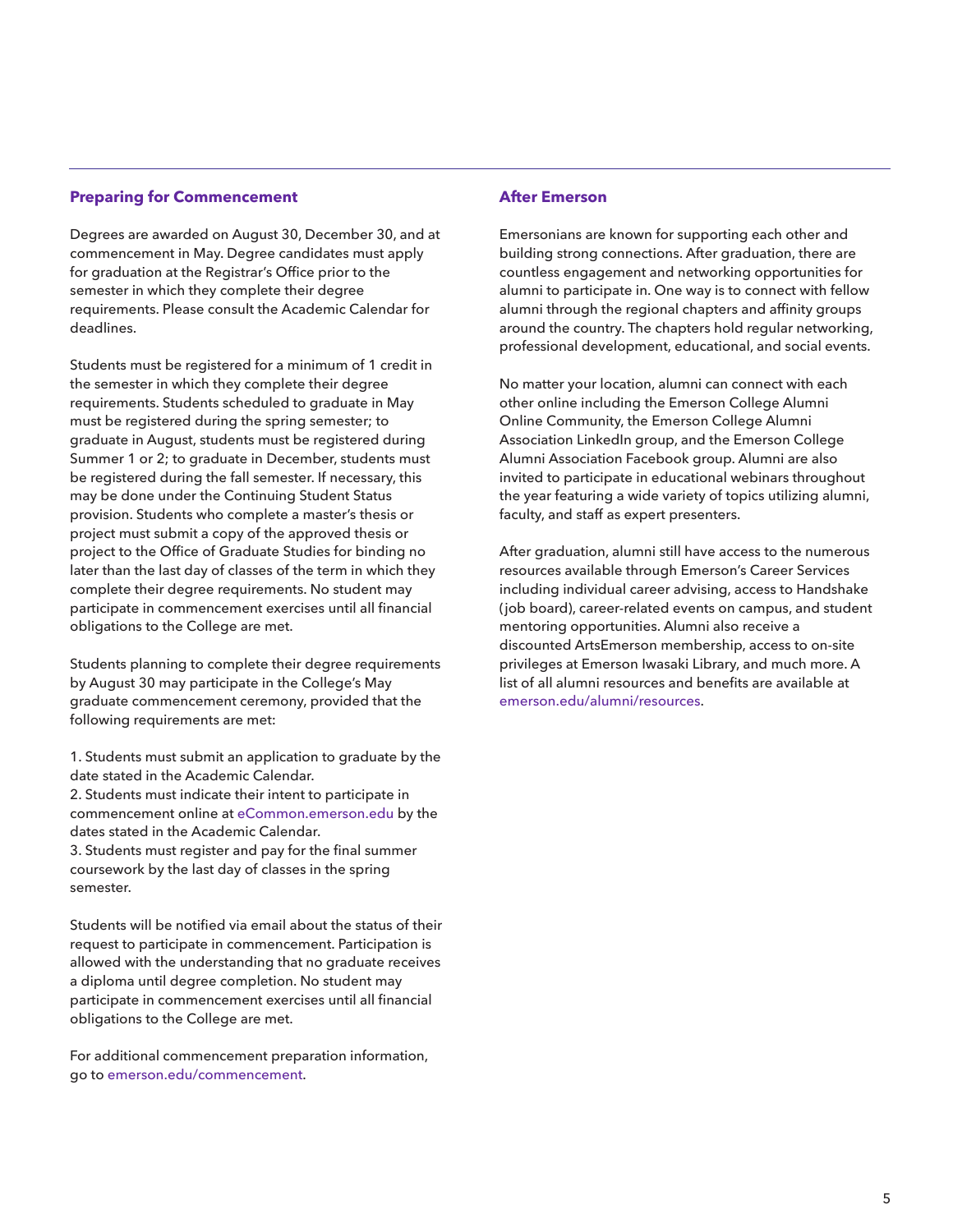## Preparing for Commencement

Degrees are awarded on August 30, December 30, and at commencement in May. Degree candidates must apply for graduation at the Registrar's Office prior to the semester in which they complete their degree requirements. Please consult the Academic Calendar for deadlines.

Students must be registered for a minimum of 1 credit in the semester in which they complete their degree requirements. Students scheduled to graduate in May must be registered during the spring semester; to graduate in August, students must be registered during Summer 1 or 2; to graduate in December, students must be registered during the fall semester. If necessary, this may be done under the Continuing Student Status provision. Students who complete a master's thesis or project must submit a copy of the approved thesis or project to the Office of Graduate Studies for binding no later than the last day of classes of the term in which they complete their degree requirements. No student may participate in commencement exercises until all financial obligations to the College are met.

Students planning to complete their degree requirements by August 30 may participate in the College's May graduate commencement ceremony, provided that the following requirements are met:

1. Students must submit an application to graduate by the date stated in the Academic Calendar.
2. Students must indicate their intent to participate in commencement online at eCommon.emerson.edu by the dates stated in the Academic Calendar.
3. Students must register and pay for the final summer coursework by the last day of classes in the spring semester.

Students will be notified via email about the status of their request to participate in commencement. Participation is allowed with the understanding that no graduate receives a diploma until degree completion. No student may participate in commencement exercises until all financial obligations to the College are met.

For additional commencement preparation information, go to emerson.edu/commencement.

## After Emerson

Emersonians are known for supporting each other and building strong connections. After graduation, there are countless engagement and networking opportunities for alumni to participate in. One way is to connect with fellow alumni through the regional chapters and affinity groups around the country. The chapters hold regular networking, professional development, educational, and social events.

No matter your location, alumni can connect with each other online including the Emerson College Alumni Online Community, the Emerson College Alumni Association LinkedIn group, and the Emerson College Alumni Association Facebook group. Alumni are also invited to participate in educational webinars throughout the year featuring a wide variety of topics utilizing alumni, faculty, and staff as expert presenters.

After graduation, alumni still have access to the numerous resources available through Emerson's Career Services including individual career advising, access to Handshake (job board), career-related events on campus, and student mentoring opportunities. Alumni also receive a discounted ArtsEmerson membership, access to on-site privileges at Emerson Iwasaki Library, and much more. A list of all alumni resources and benefits are available at emerson.edu/alumni/resources.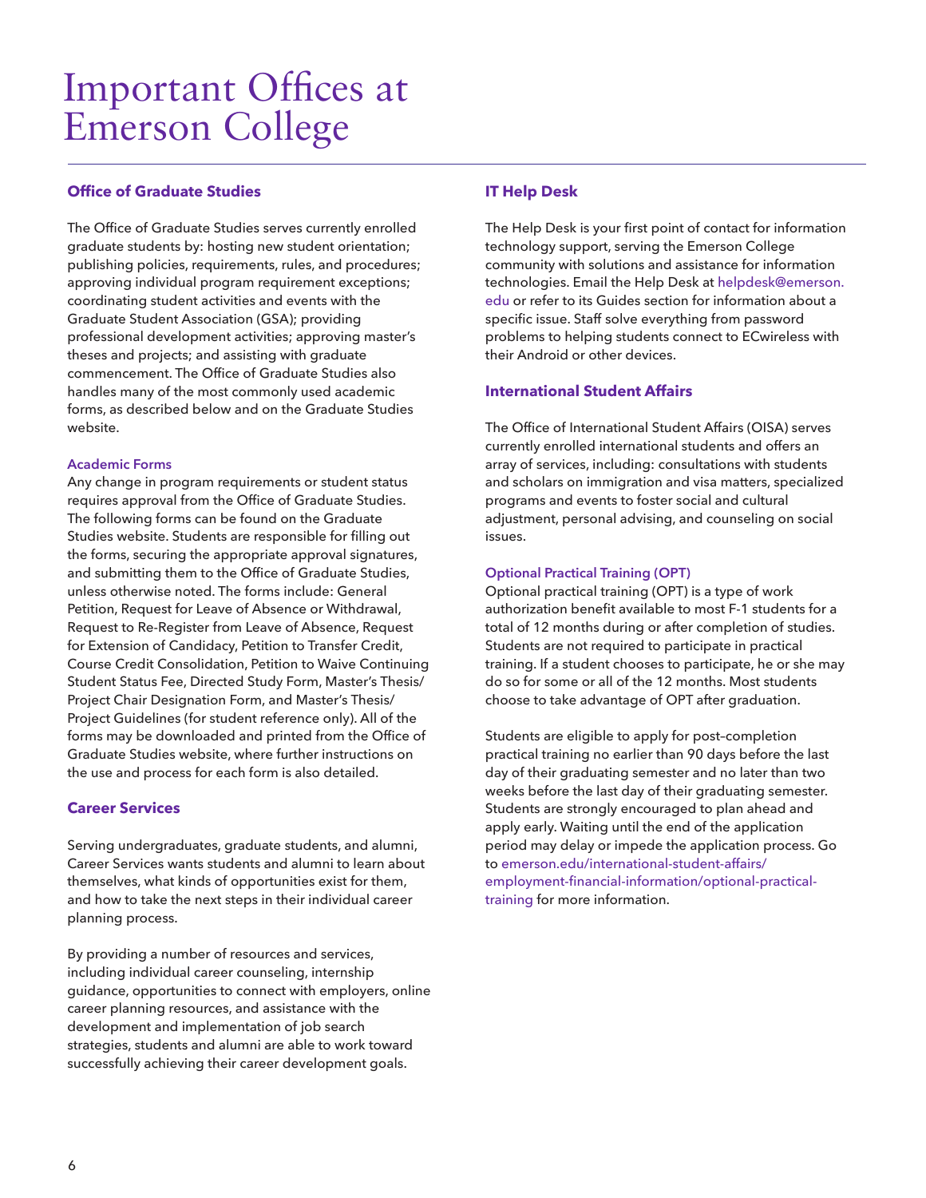# Important Offices at Emerson College

## Office of Graduate Studies

The Office of Graduate Studies serves currently enrolled graduate students by: hosting new student orientation; publishing policies, requirements, rules, and procedures; approving individual program requirement exceptions; coordinating student activities and events with the Graduate Student Association (GSA); providing professional development activities; approving master's theses and projects; and assisting with graduate commencement. The Office of Graduate Studies also handles many of the most commonly used academic forms, as described below and on the Graduate Studies website.

### Academic Forms

Any change in program requirements or student status requires approval from the Office of Graduate Studies. The following forms can be found on the Graduate Studies website. Students are responsible for filling out the forms, securing the appropriate approval signatures, and submitting them to the Office of Graduate Studies, unless otherwise noted. The forms include: General Petition, Request for Leave of Absence or Withdrawal, Request to Re-Register from Leave of Absence, Request for Extension of Candidacy, Petition to Transfer Credit, Course Credit Consolidation, Petition to Waive Continuing Student Status Fee, Directed Study Form, Master's Thesis/ Project Chair Designation Form, and Master's Thesis/ Project Guidelines (for student reference only). All of the forms may be downloaded and printed from the Office of Graduate Studies website, where further instructions on the use and process for each form is also detailed.

## Career Services

Serving undergraduates, graduate students, and alumni, Career Services wants students and alumni to learn about themselves, what kinds of opportunities exist for them, and how to take the next steps in their individual career planning process.

By providing a number of resources and services, including individual career counseling, internship guidance, opportunities to connect with employers, online career planning resources, and assistance with the development and implementation of job search strategies, students and alumni are able to work toward successfully achieving their career development goals.

## IT Help Desk

The Help Desk is your first point of contact for information technology support, serving the Emerson College community with solutions and assistance for information technologies. Email the Help Desk at helpdesk@emerson.edu or refer to its Guides section for information about a specific issue. Staff solve everything from password problems to helping students connect to ECwireless with their Android or other devices.

## International Student Affairs

The Office of International Student Affairs (OISA) serves currently enrolled international students and offers an array of services, including: consultations with students and scholars on immigration and visa matters, specialized programs and events to foster social and cultural adjustment, personal advising, and counseling on social issues.

### Optional Practical Training (OPT)

Optional practical training (OPT) is a type of work authorization benefit available to most F-1 students for a total of 12 months during or after completion of studies. Students are not required to participate in practical training. If a student chooses to participate, he or she may do so for some or all of the 12 months. Most students choose to take advantage of OPT after graduation.

Students are eligible to apply for post-completion practical training no earlier than 90 days before the last day of their graduating semester and no later than two weeks before the last day of their graduating semester. Students are strongly encouraged to plan ahead and apply early. Waiting until the end of the application period may delay or impede the application process. Go to emerson.edu/international-student-affairs/employment-financial-information/optional-practical-training for more information.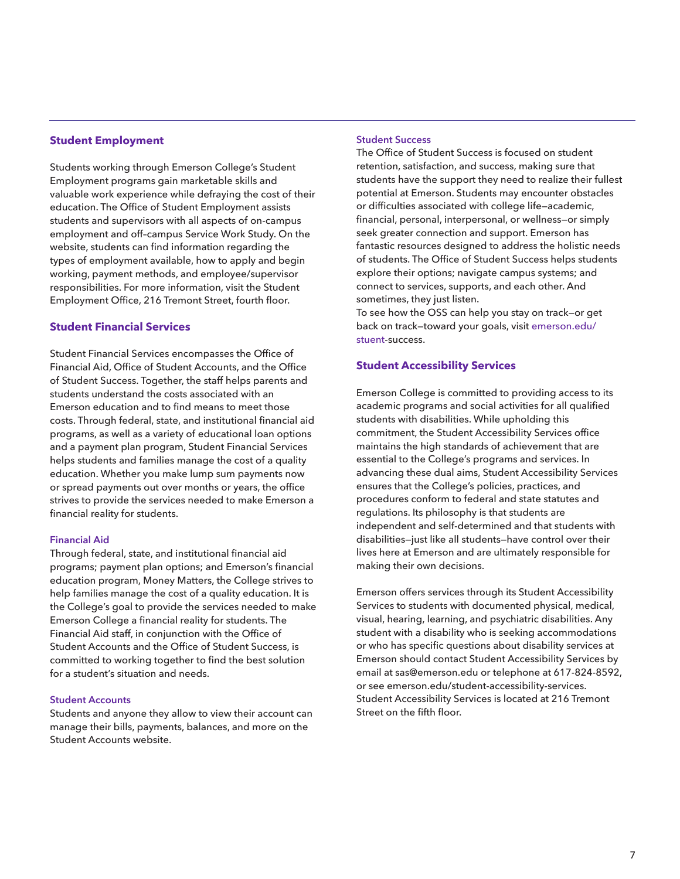## Student Employment

Students working through Emerson College's Student Employment programs gain marketable skills and valuable work experience while defraying the cost of their education. The Office of Student Employment assists students and supervisors with all aspects of on-campus employment and off-campus Service Work Study. On the website, students can find information regarding the types of employment available, how to apply and begin working, payment methods, and employee/supervisor responsibilities. For more information, visit the Student Employment Office, 216 Tremont Street, fourth floor.

## Student Financial Services

Student Financial Services encompasses the Office of Financial Aid, Office of Student Accounts, and the Office of Student Success. Together, the staff helps parents and students understand the costs associated with an Emerson education and to find means to meet those costs. Through federal, state, and institutional financial aid programs, as well as a variety of educational loan options and a payment plan program, Student Financial Services helps students and families manage the cost of a quality education. Whether you make lump sum payments now or spread payments out over months or years, the office strives to provide the services needed to make Emerson a financial reality for students.

### Financial Aid

Through federal, state, and institutional financial aid programs; payment plan options; and Emerson's financial education program, Money Matters, the College strives to help families manage the cost of a quality education. It is the College's goal to provide the services needed to make Emerson College a financial reality for students. The Financial Aid staff, in conjunction with the Office of Student Accounts and the Office of Student Success, is committed to working together to find the best solution for a student's situation and needs.

### Student Accounts

Students and anyone they allow to view their account can manage their bills, payments, balances, and more on the Student Accounts website.

### Student Success

The Office of Student Success is focused on student retention, satisfaction, and success, making sure that students have the support they need to realize their fullest potential at Emerson. Students may encounter obstacles or difficulties associated with college life—academic, financial, personal, interpersonal, or wellness—or simply seek greater connection and support. Emerson has fantastic resources designed to address the holistic needs of students. The Office of Student Success helps students explore their options; navigate campus systems; and connect to services, supports, and each other. And sometimes, they just listen.

To see how the OSS can help you stay on track—or get back on track—toward your goals, visit emerson.edu/stuent-success.

## Student Accessibility Services

Emerson College is committed to providing access to its academic programs and social activities for all qualified students with disabilities. While upholding this commitment, the Student Accessibility Services office maintains the high standards of achievement that are essential to the College's programs and services. In advancing these dual aims, Student Accessibility Services ensures that the College's policies, practices, and procedures conform to federal and state statutes and regulations. Its philosophy is that students are independent and self-determined and that students with disabilities—just like all students—have control over their lives here at Emerson and are ultimately responsible for making their own decisions.

Emerson offers services through its Student Accessibility Services to students with documented physical, medical, visual, hearing, learning, and psychiatric disabilities. Any student with a disability who is seeking accommodations or who has specific questions about disability services at Emerson should contact Student Accessibility Services by email at sas@emerson.edu or telephone at 617-824-8592, or see emerson.edu/student-accessibility-services. Student Accessibility Services is located at 216 Tremont Street on the fifth floor.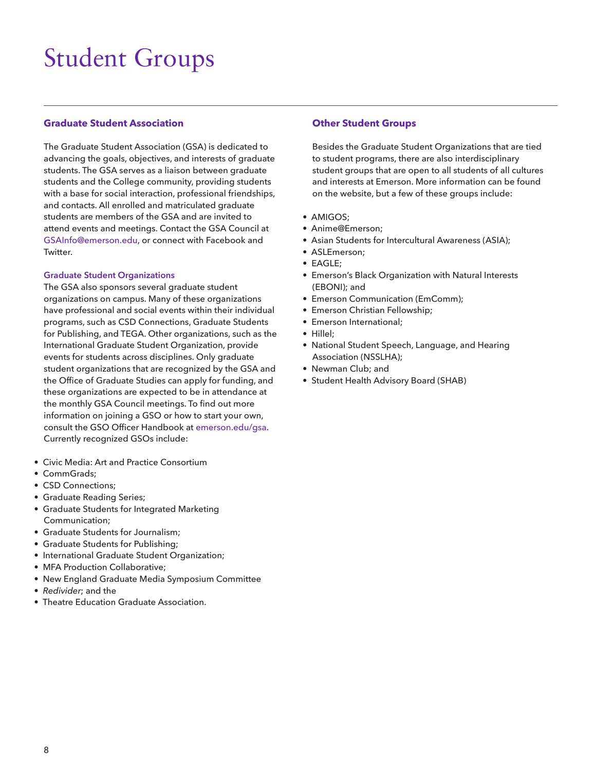# Student Groups

## Graduate Student Association

The Graduate Student Association (GSA) is dedicated to advancing the goals, objectives, and interests of graduate students. The GSA serves as a liaison between graduate students and the College community, providing students with a base for social interaction, professional friendships, and contacts. All enrolled and matriculated graduate students are members of the GSA and are invited to attend events and meetings. Contact the GSA Council at GSAInfo@emerson.edu, or connect with Facebook and Twitter.

### Graduate Student Organizations

The GSA also sponsors several graduate student organizations on campus. Many of these organizations have professional and social events within their individual programs, such as CSD Connections, Graduate Students for Publishing, and TEGA. Other organizations, such as the International Graduate Student Organization, provide events for students across disciplines. Only graduate student organizations that are recognized by the GSA and the Office of Graduate Studies can apply for funding, and these organizations are expected to be in attendance at the monthly GSA Council meetings. To find out more information on joining a GSO or how to start your own, consult the GSO Officer Handbook at emerson.edu/gsa. Currently recognized GSOs include:

- Civic Media: Art and Practice Consortium
- CommGrads;
- CSD Connections;
- Graduate Reading Series;
- Graduate Students for Integrated Marketing Communication;
- Graduate Students for Journalism;
- Graduate Students for Publishing;
- International Graduate Student Organization;
- MFA Production Collaborative;
- New England Graduate Media Symposium Committee
- *Redivider*; and the
- Theatre Education Graduate Association.

## Other Student Groups

Besides the Graduate Student Organizations that are tied to student programs, there are also interdisciplinary student groups that are open to all students of all cultures and interests at Emerson. More information can be found on the website, but a few of these groups include:

- AMIGOS;
- Anime@Emerson;
- Asian Students for Intercultural Awareness (ASIA);
- ASLEmerson;
- EAGLE;
- Emerson's Black Organization with Natural Interests (EBONI); and
- Emerson Communication (EmComm);
- Emerson Christian Fellowship;
- Emerson International;
- Hillel;
- National Student Speech, Language, and Hearing Association (NSSLHA);
- Newman Club; and
- Student Health Advisory Board (SHAB)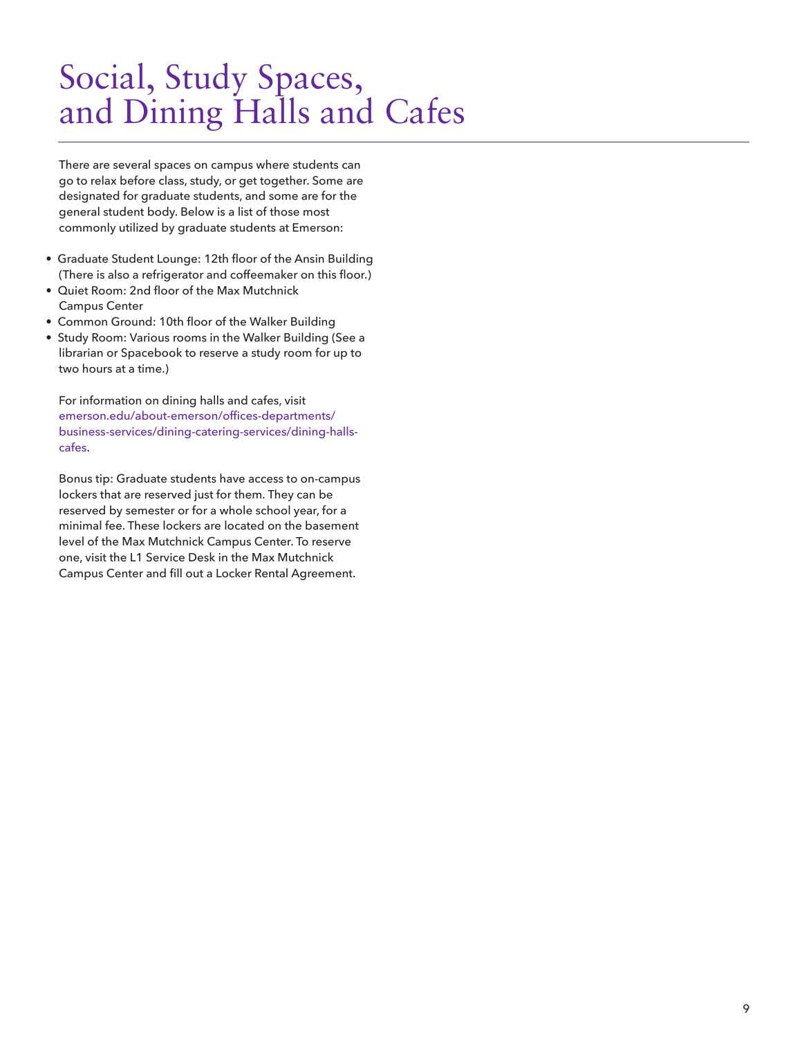# Social, Study Spaces, and Dining Halls and Cafes

There are several spaces on campus where students can go to relax before class, study, or get together. Some are designated for graduate students, and some are for the general student body. Below is a list of those most commonly utilized by graduate students at Emerson:

- Graduate Student Lounge: 12th floor of the Ansin Building (There is also a refrigerator and coffeemaker on this floor.)
- Quiet Room: 2nd floor of the Max Mutchnick Campus Center
- Common Ground: 10th floor of the Walker Building
- Study Room: Various rooms in the Walker Building (See a librarian or Spacebook to reserve a study room for up to two hours at a time.)

For information on dining halls and cafes, visit emerson.edu/about-emerson/offices-departments/business-services/dining-catering-services/dining-halls-cafes.

Bonus tip: Graduate students have access to on-campus lockers that are reserved just for them. They can be reserved by semester or for a whole school year, for a minimal fee. These lockers are located on the basement level of the Max Mutchnick Campus Center. To reserve one, visit the L1 Service Desk in the Max Mutchnick Campus Center and fill out a Locker Rental Agreement.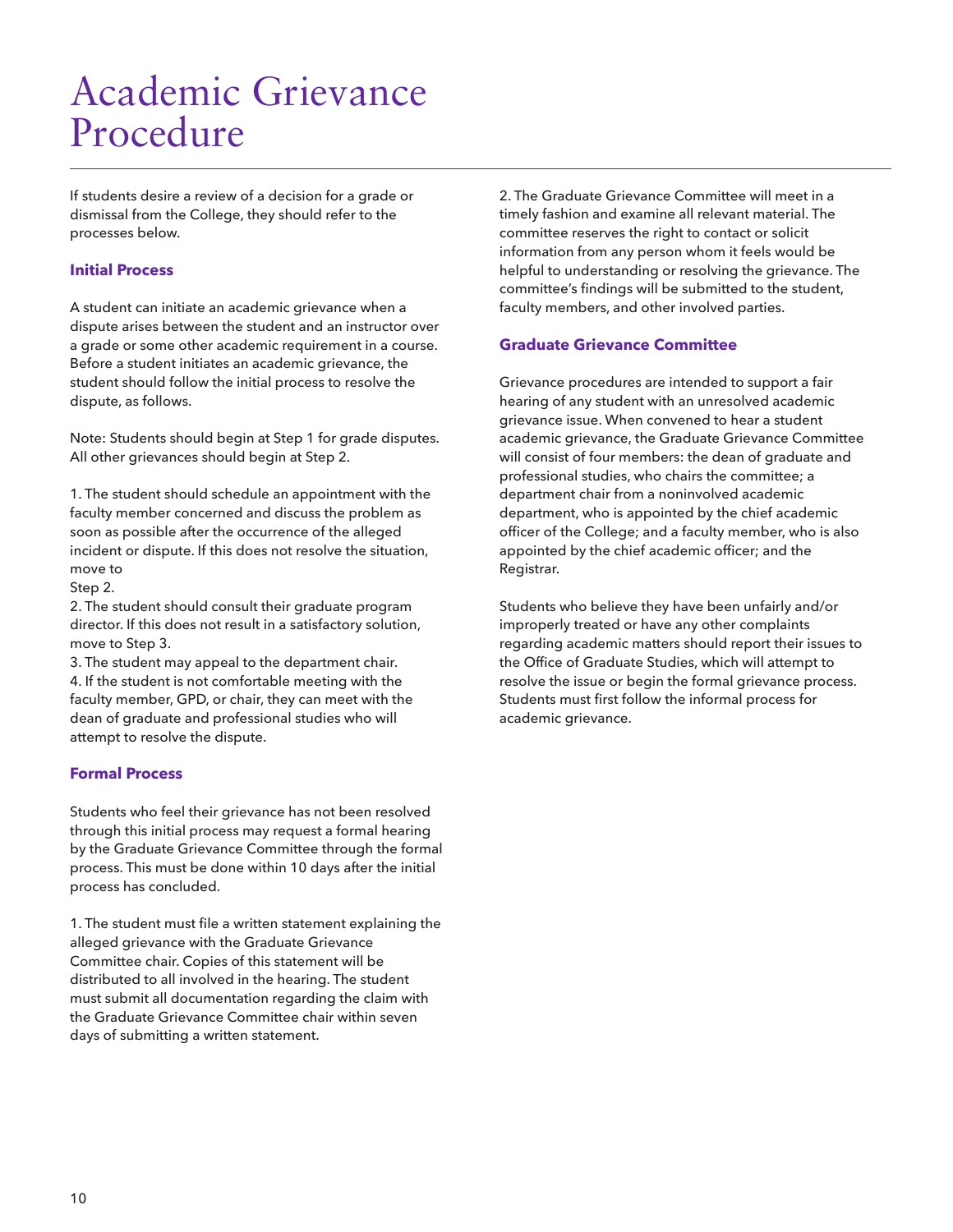# Academic Grievance Procedure

If students desire a review of a decision for a grade or dismissal from the College, they should refer to the processes below.

### Initial Process

A student can initiate an academic grievance when a dispute arises between the student and an instructor over a grade or some other academic requirement in a course. Before a student initiates an academic grievance, the student should follow the initial process to resolve the dispute, as follows.

Note: Students should begin at Step 1 for grade disputes. All other grievances should begin at Step 2.

1. The student should schedule an appointment with the faculty member concerned and discuss the problem as soon as possible after the occurrence of the alleged incident or dispute. If this does not resolve the situation, move to Step 2.
2. The student should consult their graduate program director. If this does not result in a satisfactory solution, move to Step 3.
3. The student may appeal to the department chair.
4. If the student is not comfortable meeting with the faculty member, GPD, or chair, they can meet with the dean of graduate and professional studies who will attempt to resolve the dispute.

### Formal Process

Students who feel their grievance has not been resolved through this initial process may request a formal hearing by the Graduate Grievance Committee through the formal process. This must be done within 10 days after the initial process has concluded.

1. The student must file a written statement explaining the alleged grievance with the Graduate Grievance Committee chair. Copies of this statement will be distributed to all involved in the hearing. The student must submit all documentation regarding the claim with the Graduate Grievance Committee chair within seven days of submitting a written statement.
2. The Graduate Grievance Committee will meet in a timely fashion and examine all relevant material. The committee reserves the right to contact or solicit information from any person whom it feels would be helpful to understanding or resolving the grievance. The committee's findings will be submitted to the student, faculty members, and other involved parties.

### Graduate Grievance Committee

Grievance procedures are intended to support a fair hearing of any student with an unresolved academic grievance issue. When convened to hear a student academic grievance, the Graduate Grievance Committee will consist of four members: the dean of graduate and professional studies, who chairs the committee; a department chair from a noninvolved academic department, who is appointed by the chief academic officer of the College; and a faculty member, who is also appointed by the chief academic officer; and the Registrar.

Students who believe they have been unfairly and/or improperly treated or have any other complaints regarding academic matters should report their issues to the Office of Graduate Studies, which will attempt to resolve the issue or begin the formal grievance process. Students must first follow the informal process for academic grievance.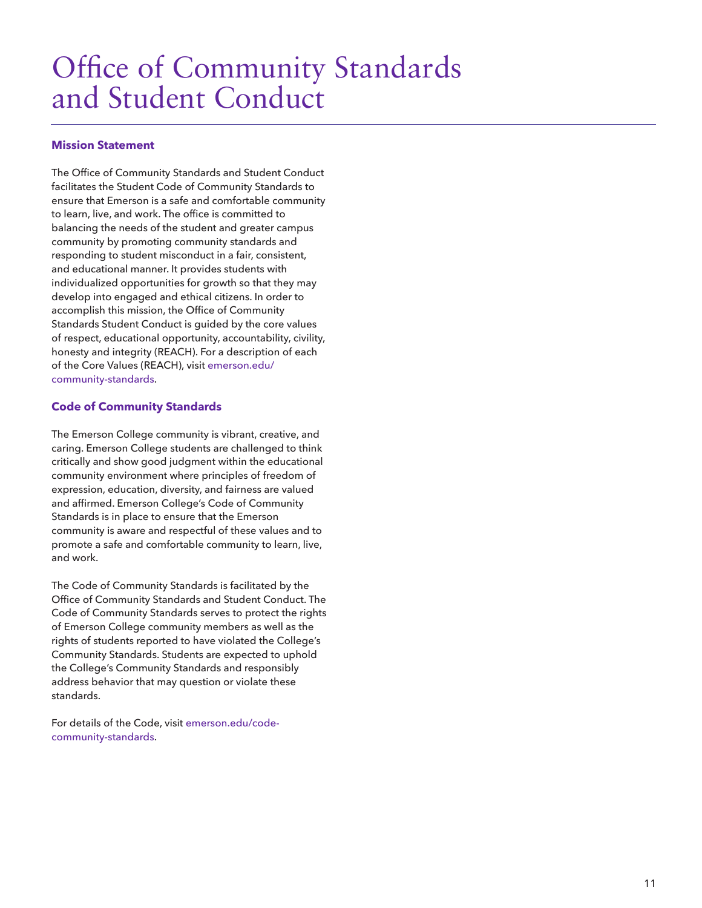# Office of Community Standards and Student Conduct

## Mission Statement

The Office of Community Standards and Student Conduct facilitates the Student Code of Community Standards to ensure that Emerson is a safe and comfortable community to learn, live, and work. The office is committed to balancing the needs of the student and greater campus community by promoting community standards and responding to student misconduct in a fair, consistent, and educational manner. It provides students with individualized opportunities for growth so that they may develop into engaged and ethical citizens. In order to accomplish this mission, the Office of Community Standards Student Conduct is guided by the core values of respect, educational opportunity, accountability, civility, honesty and integrity (REACH). For a description of each of the Core Values (REACH), visit emerson.edu/community-standards.

## Code of Community Standards

The Emerson College community is vibrant, creative, and caring. Emerson College students are challenged to think critically and show good judgment within the educational community environment where principles of freedom of expression, education, diversity, and fairness are valued and affirmed. Emerson College's Code of Community Standards is in place to ensure that the Emerson community is aware and respectful of these values and to promote a safe and comfortable community to learn, live, and work.

The Code of Community Standards is facilitated by the Office of Community Standards and Student Conduct. The Code of Community Standards serves to protect the rights of Emerson College community members as well as the rights of students reported to have violated the College's Community Standards. Students are expected to uphold the College's Community Standards and responsibly address behavior that may question or violate these standards.

For details of the Code, visit emerson.edu/code-community-standards.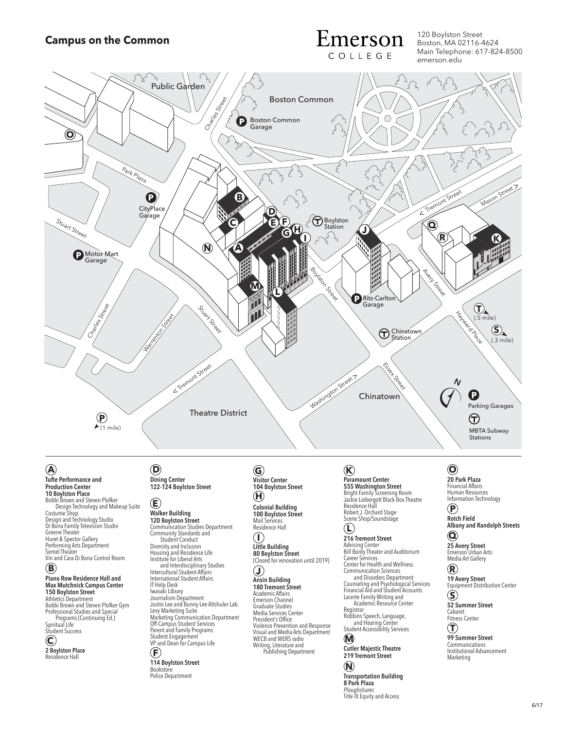## Campus on the Common

Emerson COLLEGE

120 Boylston Street
Boston, MA 02116-4624
Main Telephone: 617-824-8500
emerson.edu

Public Garden
Boston Common
Boston Common Garage
Charles Street
Park Plaza
CityPlace Garage
Stuart Street
Motor Mart Garage
Boylston Station
Tremont Street
Mason Street
Boylston Street
Avery Street
Ritz-Carlton Garage
Hayward Place
(.5 mile)
(.3 mile)
Chinatown Station
Charles Street
Warrenton Street
Stuart Street
Tremont Street
Washington Street
Essex Street
Chinatown
Theatre District
(1 mile)
N
Parking Garages
MBTA Subway Stations

**(A)**
**Tufte Performance and Production Center**
**10 Boylston Place**
- Bobbi Brown and Steven Plofker Design Technology and Makeup Suite
- Costume Shop
- Design and Technology Studio
- Di Bona Family Television Studio
- Greene Theater
- Huret & Spector Gallery
- Performing Arts Department
- Semel Theater
- Vin and Cara Di Bona Control Room

**(B)**
**Piano Row Residence Hall and Max Mutchnick Campus Center**
**150 Boylston Street**
- Athletics Department
- Bobbi Brown and Steven Plofker Gym
- Professional Studies and Special Programs (Continuing Ed.)
- Spiritual Life
- Student Success

**(C)**
**2 Boylston Place**
- Residence Hall

**(D)**
**Dining Center**
**122-124 Boylston Street**

**(E)**
**Walker Building**
**120 Boylston Street**
- Communication Studies Department
- Community Standards and Student Conduct
- Diversity and Inclusion
- Housing and Residence Life
- Institute for Liberal Arts and Interdisciplinary Studies
- Intercultural Student Affairs
- International Student Affairs
- IT Help Desk
- Iwasaki Library
- Journalism Department
- Justin Lee and Bunny Lee Altshuler Lab
- Levy Marketing Suite
- Marketing Communication Department
- Off-Campus Student Services
- Parent and Family Programs
- Student Engagement
- VP and Dean for Campus Life

**(F)**
**114 Boylston Street**
- Bookstore
- Police Department

**(G)**
**Visitor Center**
**104 Boylston Street**

**(H)**
**Colonial Building**
**100 Boylston Street**
- Mail Services
- Residence Hall

**(I)**
**Little Building**
**80 Boylston Street**
(Closed for renovation until 2019)

**(J)**
**Ansin Building**
**180 Tremont Street**
- Academic Affairs
- Emerson Channel
- Graduate Studies
- Media Services Center
- President's Office
- Violence Prevention and Response
- Visual and Media Arts Department
- WECB and WERS radio
- Writing, Literature and Publishing Department

**(K)**
**Paramount Center**
**555 Washington Street**
- Bright Family Screening Room
- Jackie Liebergott Black Box Theatre
- Residence Hall
- Robert J. Orchard Stage
- Scene Shop/Soundstage

**(L)**
**216 Tremont Street**
- Advising Center
- Bill Bordy Theater and Auditorium
- Career Services
- Center for Health and Wellness
- Communication Sciences and Disorders Department
- Counseling and Psychological Services
- Financial Aid and Student Accounts
- Lacerte Family Writing and Academic Resource Center
- Registrar
- Robbins Speech, Language, and Hearing Center
- Student Accessibility Services

**(M)**
**Cutler Majestic Theatre**
**219 Tremont Street**

**(N)**
**Transportation Building**
**8 Park Plaza**
- *Ploughshares*
- Title IX Equity and Access

**(O)**
**20 Park Plaza**
- Financial Affairs
- Human Resources
- Information Technology

**(P)**
**Rotch Field**
**Albany and Randolph Streets**

**(Q)**
**25 Avery Street**
- Emerson Urban Arts: Media Art Gallery

**(R)**
**19 Avery Street**
- Equipment Distribution Center

**(S)**
**52 Summer Street**
- Cabaret
- Fitness Center

**(T)**
**99 Summer Street**
- Communications
- Institutional Advancement
- Marketing

6/17